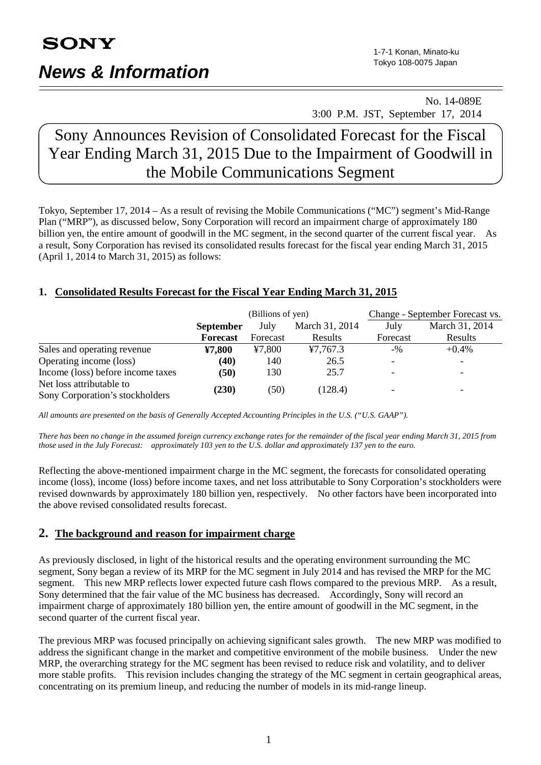SONY

# News & Information

1-7-1 Konan, Minato-ku
Tokyo 108-0075 Japan

No. 14-089E
3:00 P.M. JST, September 17, 2014

# Sony Announces Revision of Consolidated Forecast for the Fiscal Year Ending March 31, 2015 Due to the Impairment of Goodwill in the Mobile Communications Segment

Tokyo, September 17, 2014 – As a result of revising the Mobile Communications ("MC") segment's Mid-Range Plan ("MRP"), as discussed below, Sony Corporation will record an impairment charge of approximately 180 billion yen, the entire amount of goodwill in the MC segment, in the second quarter of the current fiscal year. As a result, Sony Corporation has revised its consolidated results forecast for the fiscal year ending March 31, 2015 (April 1, 2014 to March 31, 2015) as follows:

## 1. Consolidated Results Forecast for the Fiscal Year Ending March 31, 2015

| | (Billions of yen) | | | Change - September Forecast vs. | |
|---|---|---|---|---|---|
| | **September Forecast** | July Forecast | March 31, 2014 Results | July Forecast | March 31, 2014 Results |
| Sales and operating revenue | **¥7,800** | ¥7,800 | ¥7,767.3 | -% | +0.4% |
| Operating income (loss) | **(40)** | 140 | 26.5 | - | - |
| Income (loss) before income taxes | **(50)** | 130 | 25.7 | - | - |
| Net loss attributable to Sony Corporation's stockholders | **(230)** | (50) | (128.4) | - | - |

*All amounts are presented on the basis of Generally Accepted Accounting Principles in the U.S. ("U.S. GAAP").*

*There has been no change in the assumed foreign currency exchange rates for the remainder of the fiscal year ending March 31, 2015 from those used in the July Forecast: approximately 103 yen to the U.S. dollar and approximately 137 yen to the euro.*

Reflecting the above-mentioned impairment charge in the MC segment, the forecasts for consolidated operating income (loss), income (loss) before income taxes, and net loss attributable to Sony Corporation's stockholders were revised downwards by approximately 180 billion yen, respectively. No other factors have been incorporated into the above revised consolidated results forecast.

## 2. The background and reason for impairment charge

As previously disclosed, in light of the historical results and the operating environment surrounding the MC segment, Sony began a review of its MRP for the MC segment in July 2014 and has revised the MRP for the MC segment. This new MRP reflects lower expected future cash flows compared to the previous MRP. As a result, Sony determined that the fair value of the MC business has decreased. Accordingly, Sony will record an impairment charge of approximately 180 billion yen, the entire amount of goodwill in the MC segment, in the second quarter of the current fiscal year.

The previous MRP was focused principally on achieving significant sales growth. The new MRP was modified to address the significant change in the market and competitive environment of the mobile business. Under the new MRP, the overarching strategy for the MC segment has been revised to reduce risk and volatility, and to deliver more stable profits. This revision includes changing the strategy of the MC segment in certain geographical areas, concentrating on its premium lineup, and reducing the number of models in its mid-range lineup.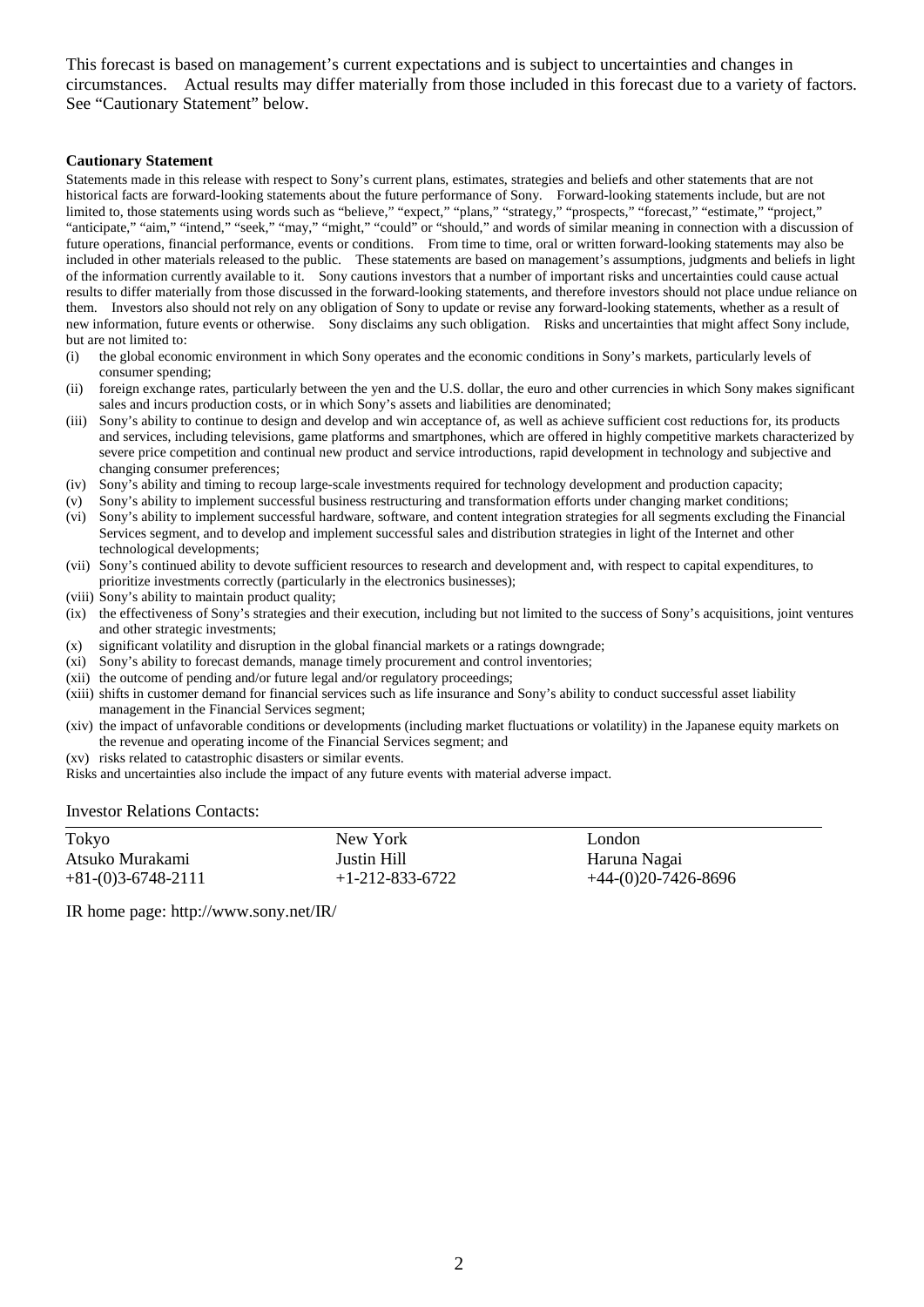This forecast is based on management's current expectations and is subject to uncertainties and changes in circumstances. Actual results may differ materially from those included in this forecast due to a variety of factors. See "Cautionary Statement" below.

**Cautionary Statement**

Statements made in this release with respect to Sony's current plans, estimates, strategies and beliefs and other statements that are not historical facts are forward-looking statements about the future performance of Sony. Forward-looking statements include, but are not limited to, those statements using words such as "believe," "expect," "plans," "strategy," "prospects," "forecast," "estimate," "project," "anticipate," "aim," "intend," "seek," "may," "might," "could" or "should," and words of similar meaning in connection with a discussion of future operations, financial performance, events or conditions. From time to time, oral or written forward-looking statements may also be included in other materials released to the public. These statements are based on management's assumptions, judgments and beliefs in light of the information currently available to it. Sony cautions investors that a number of important risks and uncertainties could cause actual results to differ materially from those discussed in the forward-looking statements, and therefore investors should not place undue reliance on them. Investors also should not rely on any obligation of Sony to update or revise any forward-looking statements, whether as a result of new information, future events or otherwise. Sony disclaims any such obligation. Risks and uncertainties that might affect Sony include, but are not limited to:

(i) the global economic environment in which Sony operates and the economic conditions in Sony's markets, particularly levels of consumer spending;
(ii) foreign exchange rates, particularly between the yen and the U.S. dollar, the euro and other currencies in which Sony makes significant sales and incurs production costs, or in which Sony's assets and liabilities are denominated;
(iii) Sony's ability to continue to design and develop and win acceptance of, as well as achieve sufficient cost reductions for, its products and services, including televisions, game platforms and smartphones, which are offered in highly competitive markets characterized by severe price competition and continual new product and service introductions, rapid development in technology and subjective and changing consumer preferences;
(iv) Sony's ability and timing to recoup large-scale investments required for technology development and production capacity;
(v) Sony's ability to implement successful business restructuring and transformation efforts under changing market conditions;
(vi) Sony's ability to implement successful hardware, software, and content integration strategies for all segments excluding the Financial Services segment, and to develop and implement successful sales and distribution strategies in light of the Internet and other technological developments;
(vii) Sony's continued ability to devote sufficient resources to research and development and, with respect to capital expenditures, to prioritize investments correctly (particularly in the electronics businesses);
(viii) Sony's ability to maintain product quality;
(ix) the effectiveness of Sony's strategies and their execution, including but not limited to the success of Sony's acquisitions, joint ventures and other strategic investments;
(x) significant volatility and disruption in the global financial markets or a ratings downgrade;
(xi) Sony's ability to forecast demands, manage timely procurement and control inventories;
(xii) the outcome of pending and/or future legal and/or regulatory proceedings;
(xiii) shifts in customer demand for financial services such as life insurance and Sony's ability to conduct successful asset liability management in the Financial Services segment;
(xiv) the impact of unfavorable conditions or developments (including market fluctuations or volatility) in the Japanese equity markets on the revenue and operating income of the Financial Services segment; and
(xv) risks related to catastrophic disasters or similar events.

Risks and uncertainties also include the impact of any future events with material adverse impact.

Investor Relations Contacts:

| Tokyo | New York | London |
|---|---|---|
| Atsuko Murakami | Justin Hill | Haruna Nagai |
| +81-(0)3-6748-2111 | +1-212-833-6722 | +44-(0)20-7426-8696 |

IR home page: http://www.sony.net/IR/